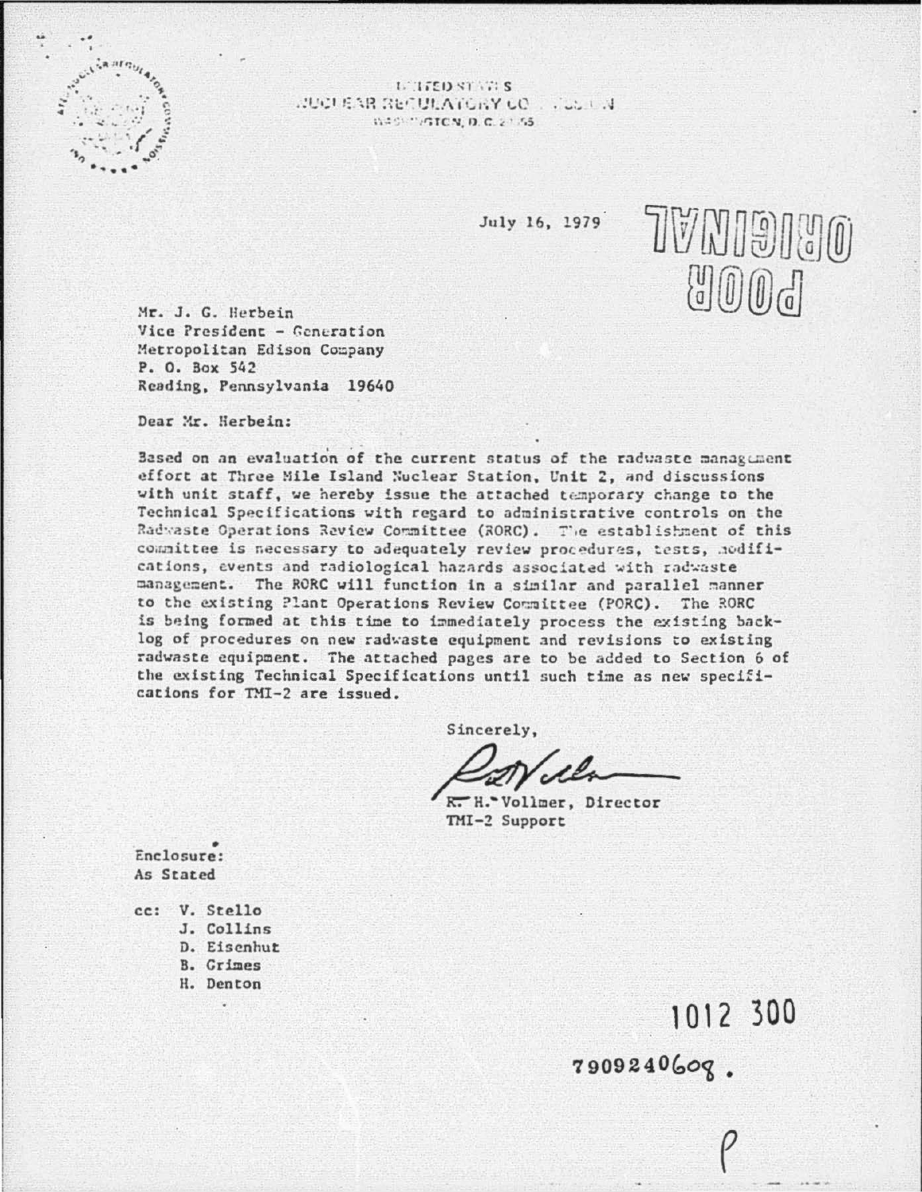UNITED STATES
NUCLEAR REGULATORY COMMISSION
WASHINGTON, D.C. 20555

July 16, 1979

POOR ORIGINAL

Mr. J. G. Herbein
Vice President - Generation
Metropolitan Edison Company
P. O. Box 542
Reading, Pennsylvania 19640

Dear Mr. Herbein:

Based on an evaluation of the current status of the radwaste management effort at Three Mile Island Nuclear Station, Unit 2, and discussions with unit staff, we hereby issue the attached temporary change to the Technical Specifications with regard to administrative controls on the Radwaste Operations Review Committee (RORC). The establishment of this committee is necessary to adequately review procedures, tests, modifications, events and radiological hazards associated with radwaste management. The RORC will function in a similar and parallel manner to the existing Plant Operations Review Committee (PORC). The RORC is being formed at this time to immediately process the existing backlog of procedures on new radwaste equipment and revisions to existing radwaste equipment. The attached pages are to be added to Section 6 of the existing Technical Specifications until such time as new specifications for TMI-2 are issued.

Sincerely,

R. H. Vollmer, Director
TMI-2 Support

Enclosure:
As Stated

cc: V. Stello
J. Collins
D. Eisenhut
B. Grimes
H. Denton

1012 300

7909240608.

P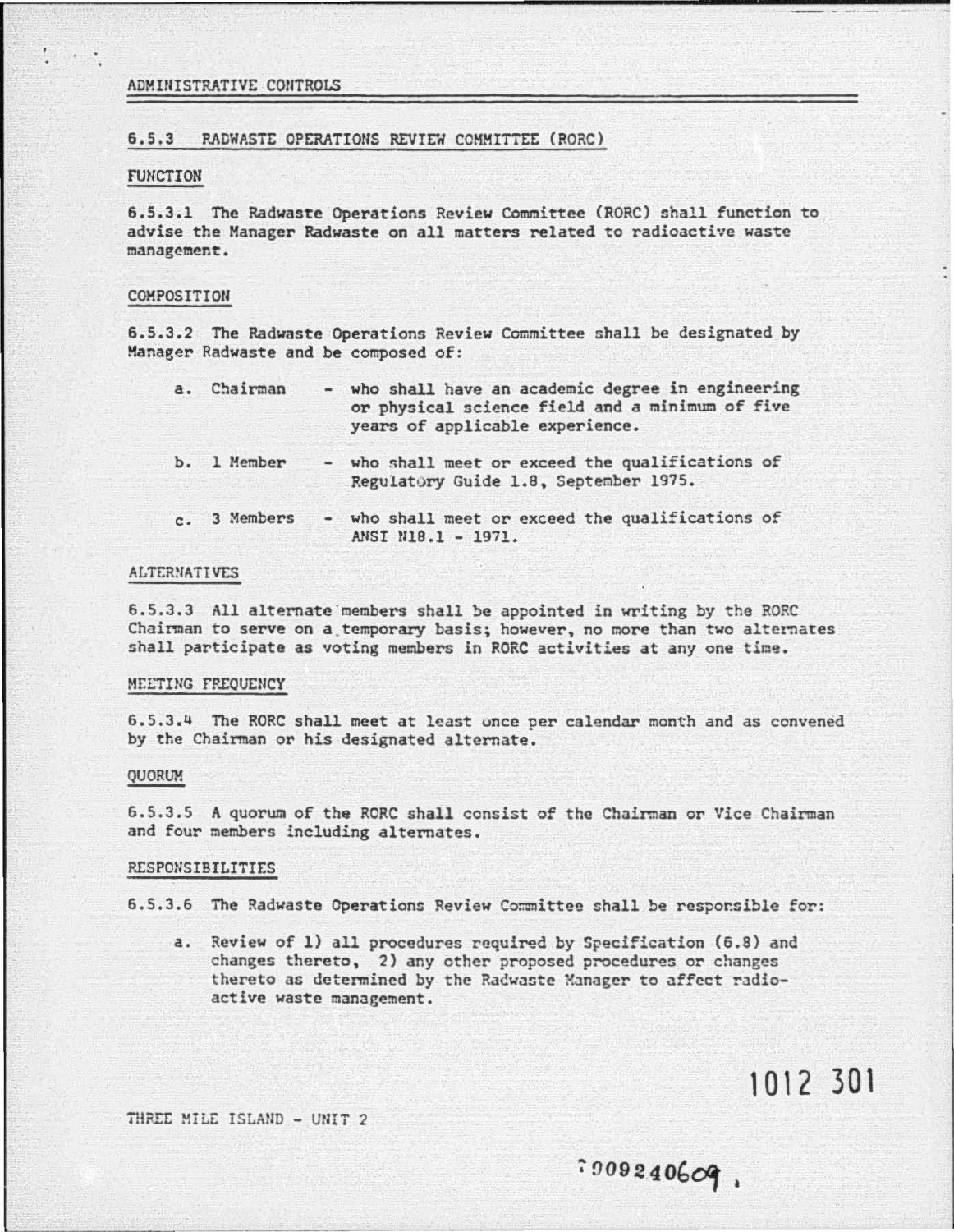ADMINISTRATIVE CONTROLS

## 6.5.3 RADWASTE OPERATIONS REVIEW COMMITTEE (RORC)

### FUNCTION

6.5.3.1 The Radwaste Operations Review Committee (RORC) shall function to advise the Manager Radwaste on all matters related to radioactive waste management.

### COMPOSITION

6.5.3.2 The Radwaste Operations Review Committee shall be designated by Manager Radwaste and be composed of:

a. Chairman - who shall have an academic degree in engineering or physical science field and a minimum of five years of applicable experience.

b. 1 Member - who shall meet or exceed the qualifications of Regulatory Guide 1.8, September 1975.

c. 3 Members - who shall meet or exceed the qualifications of ANSI N18.1 - 1971.

### ALTERNATIVES

6.5.3.3 All alternate members shall be appointed in writing by the RORC Chairman to serve on a temporary basis; however, no more than two alternates shall participate as voting members in RORC activities at any one time.

### MEETING FREQUENCY

6.5.3.4 The RORC shall meet at least once per calendar month and as convened by the Chairman or his designated alternate.

### QUORUM

6.5.3.5 A quorum of the RORC shall consist of the Chairman or Vice Chairman and four members including alternates.

### RESPONSIBILITIES

6.5.3.6 The Radwaste Operations Review Committee shall be responsible for:

a. Review of 1) all procedures required by Specification (6.8) and changes thereto, 2) any other proposed procedures or changes thereto as determined by the Radwaste Manager to affect radioactive waste management.

1012 301

THREE MILE ISLAND - UNIT 2

7909240609.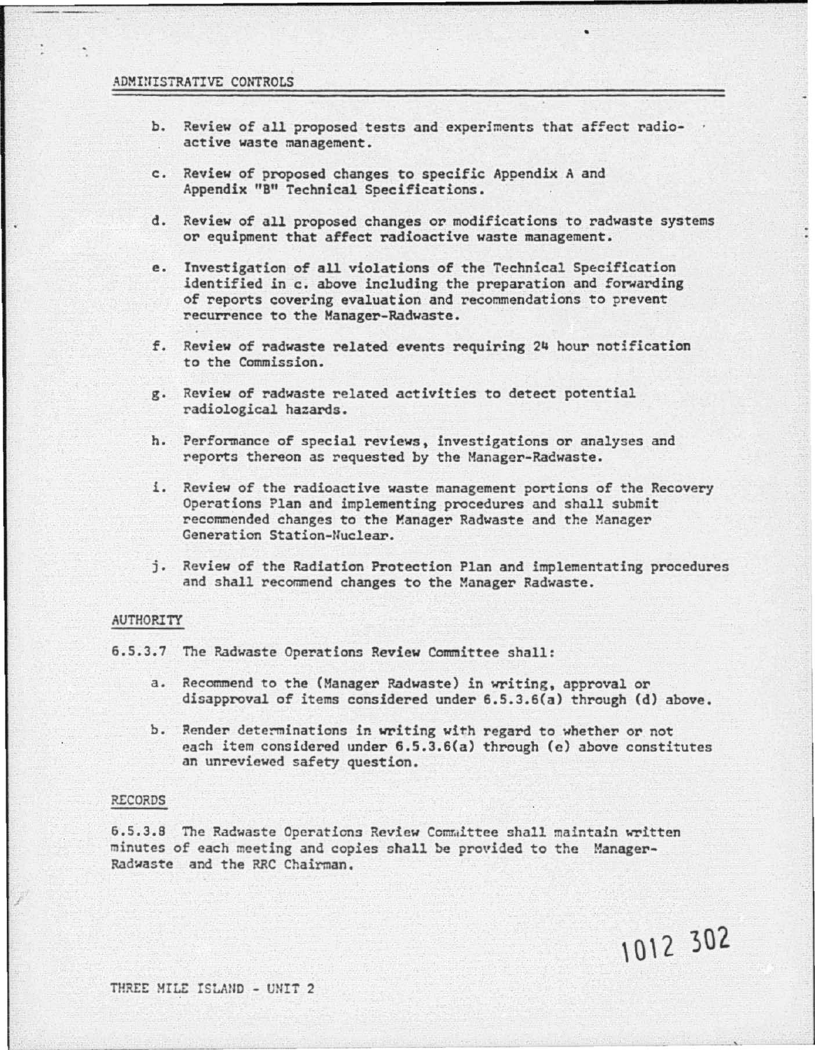ADMINISTRATIVE CONTROLS

b. Review of all proposed tests and experiments that affect radioactive waste management.

c. Review of proposed changes to specific Appendix A and Appendix "B" Technical Specifications.

d. Review of all proposed changes or modifications to radwaste systems or equipment that affect radioactive waste management.

e. Investigation of all violations of the Technical Specification identified in c. above including the preparation and forwarding of reports covering evaluation and recommendations to prevent recurrence to the Manager-Radwaste.

f. Review of radwaste related events requiring 24 hour notification to the Commission.

g. Review of radwaste related activities to detect potential radiological hazards.

h. Performance of special reviews, investigations or analyses and reports thereon as requested by the Manager-Radwaste.

i. Review of the radioactive waste management portions of the Recovery Operations Plan and implementing procedures and shall submit recommended changes to the Manager Radwaste and the Manager Generation Station-Nuclear.

j. Review of the Radiation Protection Plan and implementating procedures and shall recommend changes to the Manager Radwaste.

AUTHORITY

6.5.3.7 The Radwaste Operations Review Committee shall:

a. Recommend to the (Manager Radwaste) in writing, approval or disapproval of items considered under 6.5.3.6(a) through (d) above.

b. Render determinations in writing with regard to whether or not each item considered under 6.5.3.6(a) through (e) above constitutes an unreviewed safety question.

RECORDS

6.5.3.8 The Radwaste Operations Review Committee shall maintain written minutes of each meeting and copies shall be provided to the Manager-Radwaste and the RRC Chairman.

1012 302

THREE MILE ISLAND - UNIT 2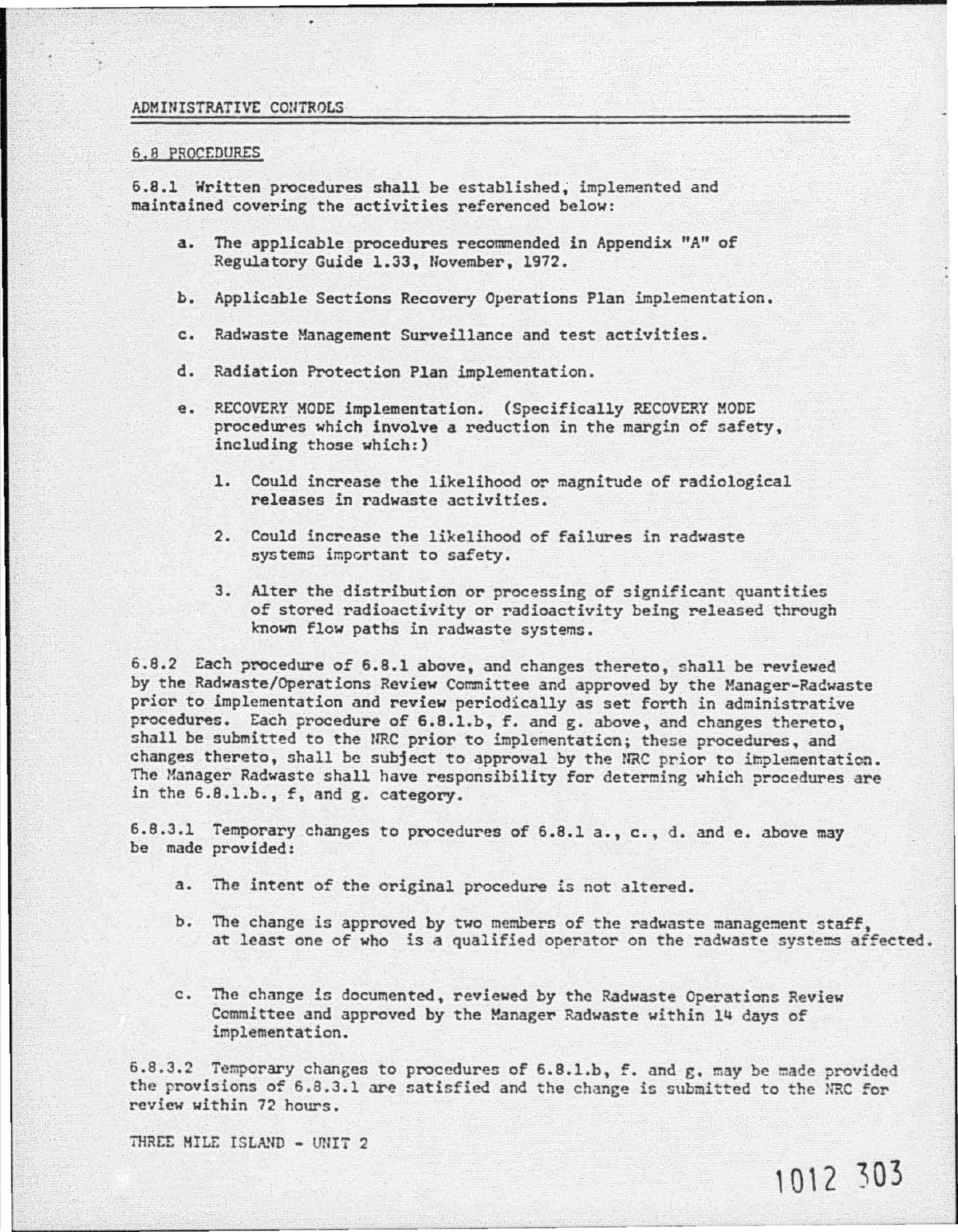ADMINISTRATIVE CONTROLS

## 6.8 PROCEDURES

6.8.1 Written procedures shall be established, implemented and maintained covering the activities referenced below:

a. The applicable procedures recommended in Appendix "A" of Regulatory Guide 1.33, November, 1972.

b. Applicable Sections Recovery Operations Plan implementation.

c. Radwaste Management Surveillance and test activities.

d. Radiation Protection Plan implementation.

e. RECOVERY MODE implementation. (Specifically RECOVERY MODE procedures which involve a reduction in the margin of safety, including those which:)

1. Could increase the likelihood or magnitude of radiological releases in radwaste activities.

2. Could increase the likelihood of failures in radwaste systems important to safety.

3. Alter the distribution or processing of significant quantities of stored radioactivity or radioactivity being released through known flow paths in radwaste systems.

6.8.2 Each procedure of 6.8.1 above, and changes thereto, shall be reviewed by the Radwaste/Operations Review Committee and approved by the Manager-Radwaste prior to implementation and review periodically as set forth in administrative procedures. Each procedure of 6.8.1.b, f. and g. above, and changes thereto, shall be submitted to the NRC prior to implementation; these procedures, and changes thereto, shall be subject to approval by the NRC prior to implementation. The Manager Radwaste shall have responsibility for determing which procedures are in the 6.8.1.b., f, and g. category.

6.8.3.1 Temporary changes to procedures of 6.8.1 a., c., d. and e. above may be made provided:

a. The intent of the original procedure is not altered.

b. The change is approved by two members of the radwaste management staff, at least one of who is a qualified operator on the radwaste systems affected.

c. The change is documented, reviewed by the Radwaste Operations Review Committee and approved by the Manager Radwaste within 14 days of implementation.

6.8.3.2 Temporary changes to procedures of 6.8.1.b, f. and g. may be made provided the provisions of 6.8.3.1 are satisfied and the change is submitted to the NRC for review within 72 hours.

THREE MILE ISLAND - UNIT 2

1012 303